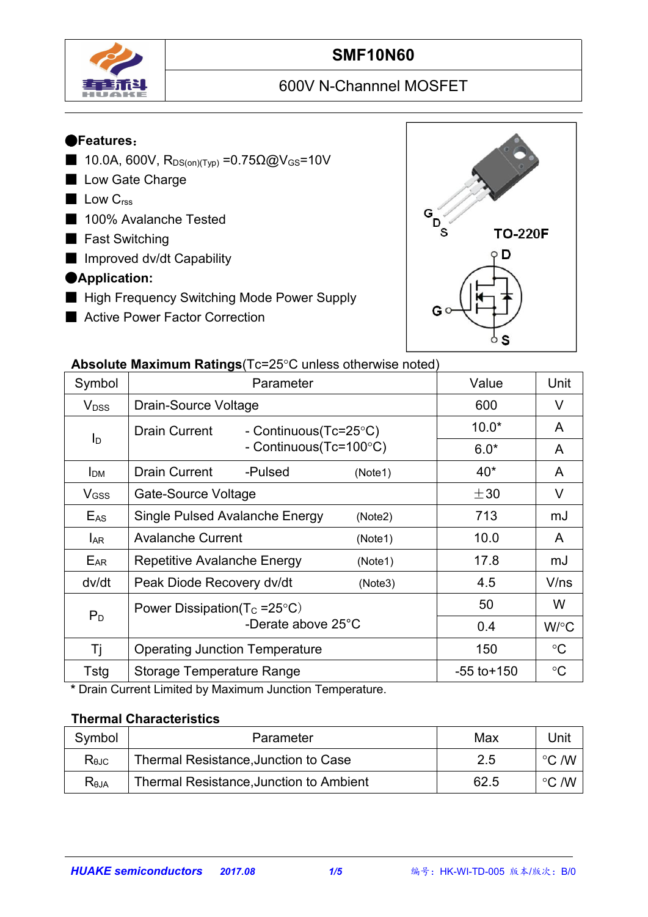# SMF10N60

600V N-Channnel MOSFET

## ●Features:

- 10.0A, 600V, $R_{DS(on)(Typ)}$ =0.75Ω@$V_{GS}$=10V
- Low Gate Charge
- Low $C_{rss}$
- 100% Avalanche Tested
- Fast Switching
- Improved dv/dt Capability

## ●Application:

- High Frequency Switching Mode Power Supply
- Active Power Factor Correction

G D S TO-220F

D G S

**Absolute Maximum Ratings**(Tc=25°C unless otherwise noted)

| Symbol | Parameter | Value | Unit |
|---|---|---|---|
| $V_{DSS}$ | Drain-Source Voltage | 600 | V |
| $I_D$ | Drain Current - Continuous(Tc=25°C) | 10.0* | A |
| | - Continuous(Tc=100°C) | 6.0* | A |
| $I_{DM}$ | Drain Current -Pulsed (Note1) | 40* | A |
| $V_{GSS}$ | Gate-Source Voltage | ±30 | V |
| $E_{AS}$ | Single Pulsed Avalanche Energy (Note2) | 713 | mJ |
| $I_{AR}$ | Avalanche Current (Note1) | 10.0 | A |
| $E_{AR}$ | Repetitive Avalanche Energy (Note1) | 17.8 | mJ |
| dv/dt | Peak Diode Recovery dv/dt (Note3) | 4.5 | V/ns |
| $P_D$ | Power Dissipation($T_C$ =25°C) | 50 | W |
| | -Derate above 25°C | 0.4 | W/°C |
| Tj | Operating Junction Temperature | 150 | °C |
| Tstg | Storage Temperature Range | -55 to+150 | °C |

* Drain Current Limited by Maximum Junction Temperature.

**Thermal Characteristics**

| Symbol | Parameter | Max | Unit |
|---|---|---|---|
| $R_{θJC}$ | Thermal Resistance,Junction to Case | 2.5 | °C /W |
| $R_{θJA}$ | Thermal Resistance,Junction to Ambient | 62.5 | °C /W |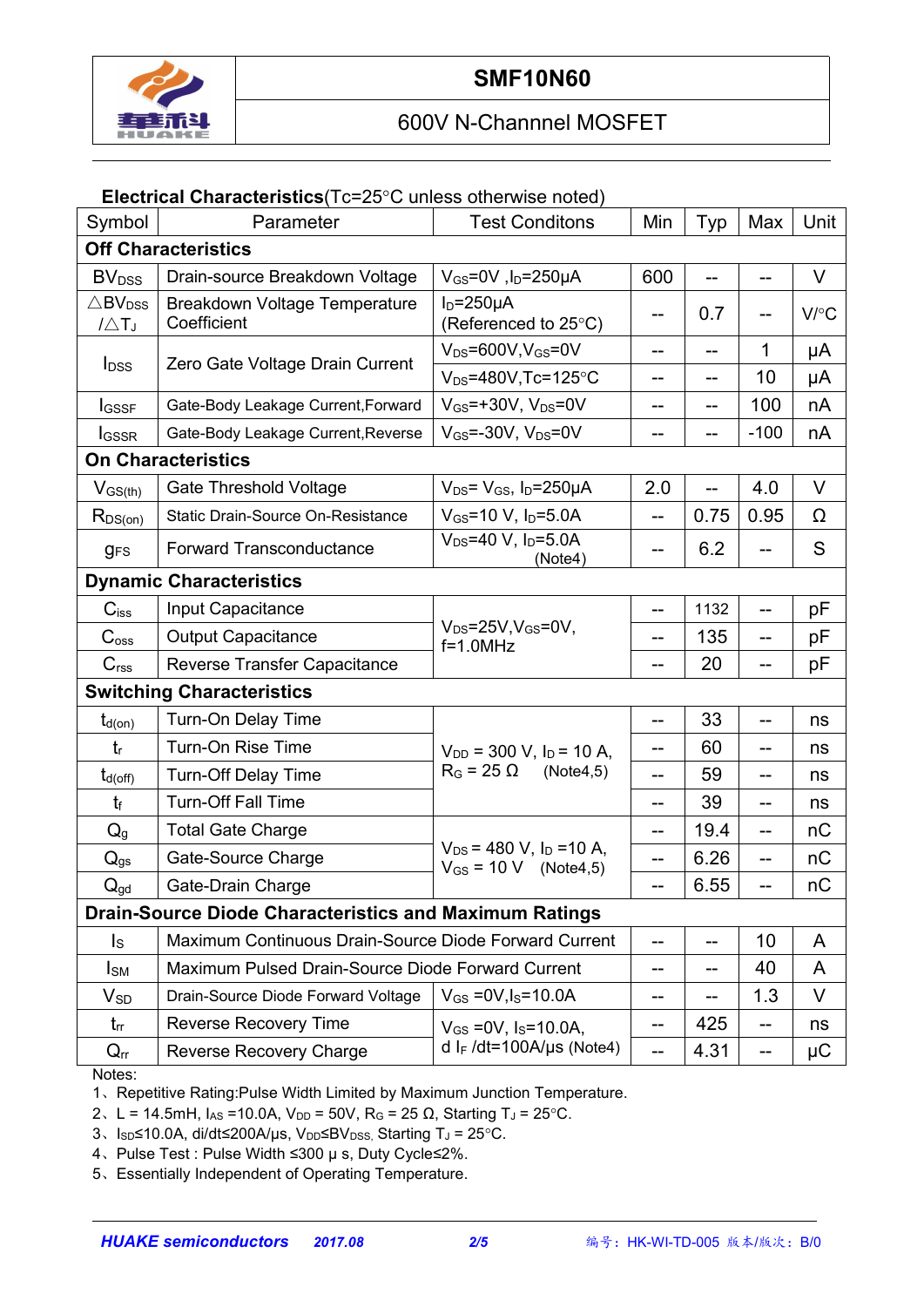# SMF10N60

600V N-Channnel MOSFET

**Electrical Characteristics**(Tc=25°C unless otherwise noted)

| Symbol | Parameter | Test Conditons | Min | Typ | Max | Unit |
|---|---|---|---|---|---|---|
| **Off Characteristics** | | | | | | |
| $BV_{DSS}$ | Drain-source Breakdown Voltage | $V_{GS}$=0V ,$I_D$=250μA | 600 | -- | -- | V |
| $\triangle BV_{DSS}/\triangle T_J$ | Breakdown Voltage Temperature Coefficient | $I_D$=250μA (Referenced to 25°C) | -- | 0.7 | -- | V/°C |
| $I_{DSS}$ | Zero Gate Voltage Drain Current | $V_{DS}$=600V,$V_{GS}$=0V | -- | -- | 1 | μA |
| | | $V_{DS}$=480V,Tc=125°C | -- | -- | 10 | μA |
| $I_{GSSF}$ | Gate-Body Leakage Current,Forward | $V_{GS}$=+30V, $V_{DS}$=0V | -- | -- | 100 | nA |
| $I_{GSSR}$ | Gate-Body Leakage Current,Reverse | $V_{GS}$=-30V, $V_{DS}$=0V | -- | -- | -100 | nA |
| **On Characteristics** | | | | | | |
| $V_{GS(th)}$ | Gate Threshold Voltage | $V_{DS}$= $V_{GS}$, $I_D$=250μA | 2.0 | -- | 4.0 | V |
| $R_{DS(on)}$ | Static Drain-Source On-Resistance | $V_{GS}$=10 V, $I_D$=5.0A | -- | 0.75 | 0.95 | Ω |
| $g_{FS}$ | Forward Transconductance | $V_{DS}$=40 V, $I_D$=5.0A (Note4) | -- | 6.2 | -- | S |
| **Dynamic Characteristics** | | | | | | |
| $C_{iss}$ | Input Capacitance | $V_{DS}$=25V,$V_{GS}$=0V, f=1.0MHz | -- | 1132 | -- | pF |
| $C_{oss}$ | Output Capacitance | | -- | 135 | -- | pF |
| $C_{rss}$ | Reverse Transfer Capacitance | | -- | 20 | -- | pF |
| **Switching Characteristics** | | | | | | |
| $t_{d(on)}$ | Turn-On Delay Time | $V_{DD}$ = 300 V, $I_D$ = 10 A, $R_G$ = 25 Ω (Note4,5) | -- | 33 | -- | ns |
| $t_r$ | Turn-On Rise Time | | -- | 60 | -- | ns |
| $t_{d(off)}$ | Turn-Off Delay Time | | -- | 59 | -- | ns |
| $t_f$ | Turn-Off Fall Time | | -- | 39 | -- | ns |
| $Q_g$ | Total Gate Charge | $V_{DS}$ = 480 V, $I_D$ =10 A, $V_{GS}$ = 10 V (Note4,5) | -- | 19.4 | -- | nC |
| $Q_{gs}$ | Gate-Source Charge | | -- | 6.26 | -- | nC |
| $Q_{gd}$ | Gate-Drain Charge | | -- | 6.55 | -- | nC |
| **Drain-Source Diode Characteristics and Maximum Ratings** | | | | | | |
| $I_S$ | Maximum Continuous Drain-Source Diode Forward Current | | -- | -- | 10 | A |
| $I_{SM}$ | Maximum Pulsed Drain-Source Diode Forward Current | | -- | -- | 40 | A |
| $V_{SD}$ | Drain-Source Diode Forward Voltage | $V_{GS}$ =0V,$I_S$=10.0A | -- | -- | 1.3 | V |
| $t_{rr}$ | Reverse Recovery Time | $V_{GS}$ =0V, $I_S$=10.0A, d $I_F$ /dt=100A/μs (Note4) | -- | 425 | -- | ns |
| $Q_{rr}$ | Reverse Recovery Charge | | -- | 4.31 | -- | μC |

Notes:

1、Repetitive Rating:Pulse Width Limited by Maximum Junction Temperature.

2、L = 14.5mH, $I_{AS}$ =10.0A, $V_{DD}$ = 50V, $R_G$ = 25 Ω, Starting $T_J$ = 25°C.

3、$I_{SD}$≤10.0A, di/dt≤200A/μs, $V_{DD}$≤$BV_{DSS}$, Starting $T_J$ = 25°C.

4、Pulse Test : Pulse Width ≤300 μ s, Duty Cycle≤2%.

5、Essentially Independent of Operating Temperature.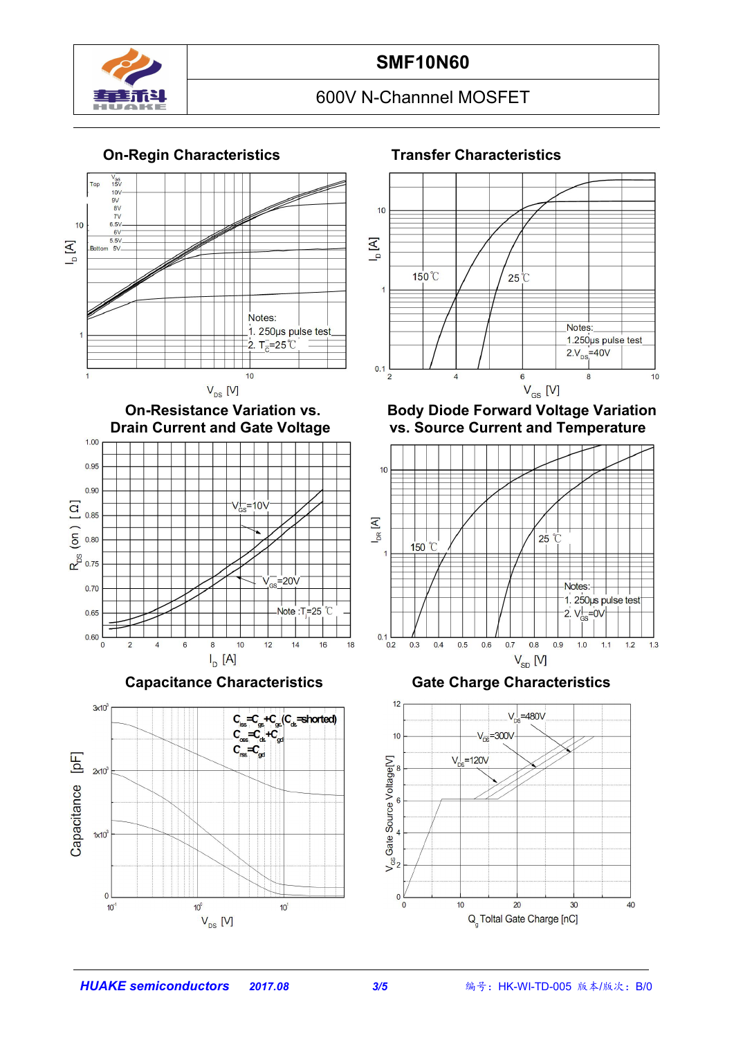# SMF10N60

600V N-Channnel MOSFET

### On-Regin Characteristics

$V_{GS}$
Top 15V
10V
9V
8V
7V
6.5V
6V
5.5V
Bottom 5V

Notes:
1. 250μs pulse test
2. $T_C$=25℃

$I_D$ [A]

$V_{DS}$ [V]

### Transfer Characteristics

150℃

25℃

Notes:
1.250μs pulse test
2.$V_{DS}$=40V

$I_D$ [A]

$V_{GS}$ [V]

### On-Resistance Variation vs. Drain Current and Gate Voltage

$V_{GS}$=10V

$V_{GS}$=20V

Note :$T_J$=25 ℃

$R_{DS}$ (on) [ Ω]

$I_D$ [A]

### Body Diode Forward Voltage Variation vs. Source Current and Temperature

150 ℃

25 ℃

Notes:
1. 250μs pulse test
2. $V_{GS}$=0V

$I_{DR}$ [A]

$V_{SD}$ [V]

### Capacitance Characteristics

$C_{iss}=C_{gs}+C_{gd}$($C_{ds}$=shorted)
$C_{oss}=C_{ds}+C_{gd}$
$C_{rss}=C_{gd}$

Capacitance [pF]

$V_{DS}$ [V]

### Gate Charge Characteristics

$V_{DS}$=480V

$V_{DS}$=300V

$V_{DS}$=120V

$V_{GS}$ Gate Source Voltage[V]

$Q_g$ Toltal Gate Charge [nC]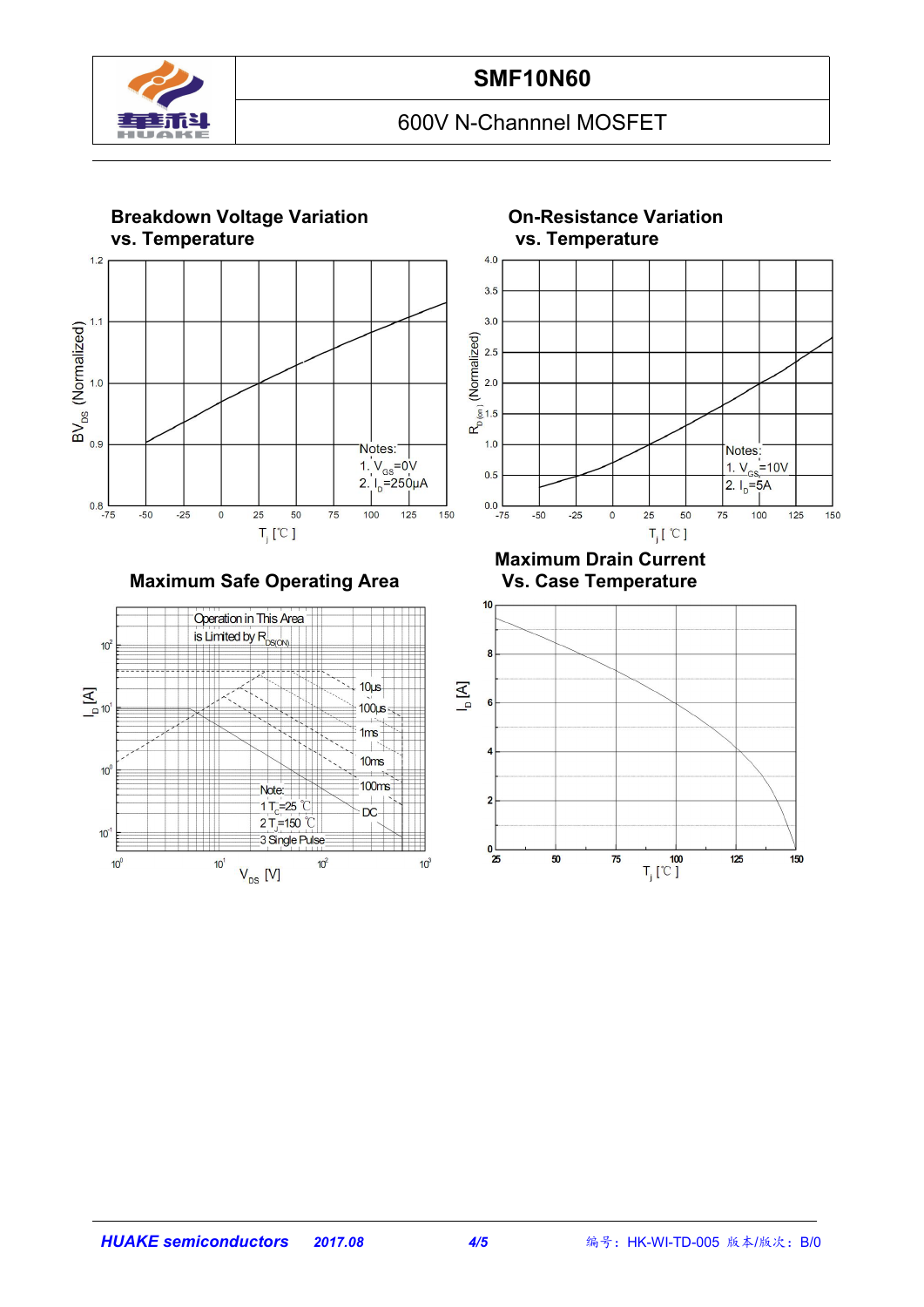# SMF10N60

600V N-Channel MOSFET

## Breakdown Voltage Variation vs. Temperature

$BV_{DS}$ (Normalized)

1.2
1.1
1.0
0.9
0.8

-75 -50 -25 0 25 50 75 100 125 150

$T_j$ [℃]

Notes:
1. $V_{GS}$=0V
2. $I_D$=250μA

## On-Resistance Variation vs. Temperature

$R_{D(on)}$ (Normalized)

4.0
3.5
3.0
2.5
2.0
1.5
1.0
0.5
0.0

-75 -50 -25 0 25 50 75 100 125 150

$T_j$ [℃]

Notes:
1. $V_{GS}$=10V
2. $I_D$=5A

## Maximum Safe Operating Area

$I_D$ [A]

$10^2$
$10^1$
$10^0$
$10^{-1}$

$10^0$ $10^1$ $10^2$ $10^3$

$V_{DS}$ [V]

Operation in This Area is Limited by $R_{DS(ON)}$

10μs
100μs
1ms
10ms
100ms
DC

Note:
1 $T_C$=25 ℃
2 $T_J$=150 ℃
3 Single Pulse

## Maximum Drain Current Vs. Case Temperature

$I_D$ [A]

10
8
6
4
2
0

25 50 75 100 125 150

$T_j$ [℃]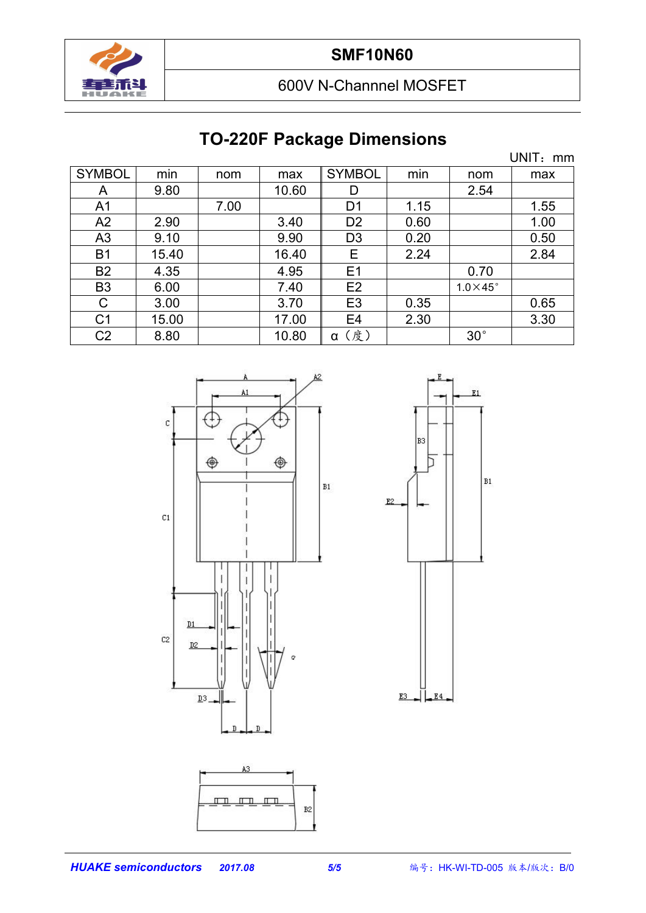# TO-220F Package Dimensions

UNIT：mm

| SYMBOL | min | nom | max | SYMBOL | min | nom | max |
|---|---|---|---|---|---|---|---|
| A | 9.80 | | 10.60 | D | | 2.54 | |
| A1 | | 7.00 | | D1 | 1.15 | | 1.55 |
| A2 | 2.90 | | 3.40 | D2 | 0.60 | | 1.00 |
| A3 | 9.10 | | 9.90 | D3 | 0.20 | | 0.50 |
| B1 | 15.40 | | 16.40 | E | 2.24 | | 2.84 |
| B2 | 4.35 | | 4.95 | E1 | | 0.70 | |
| B3 | 6.00 | | 7.40 | E2 | | 1.0×45° | |
| C | 3.00 | | 3.70 | E3 | 0.35 | | 0.65 |
| C1 | 15.00 | | 17.00 | E4 | 2.30 | | 3.30 |
| C2 | 8.80 | | 10.80 | α（度） | | 30° | |

A
A1
A2
C
C1
C2
B1
D1
D2
D3
D
D
α
E
E1
B3
E2
B1
E3
E4
A3
B2